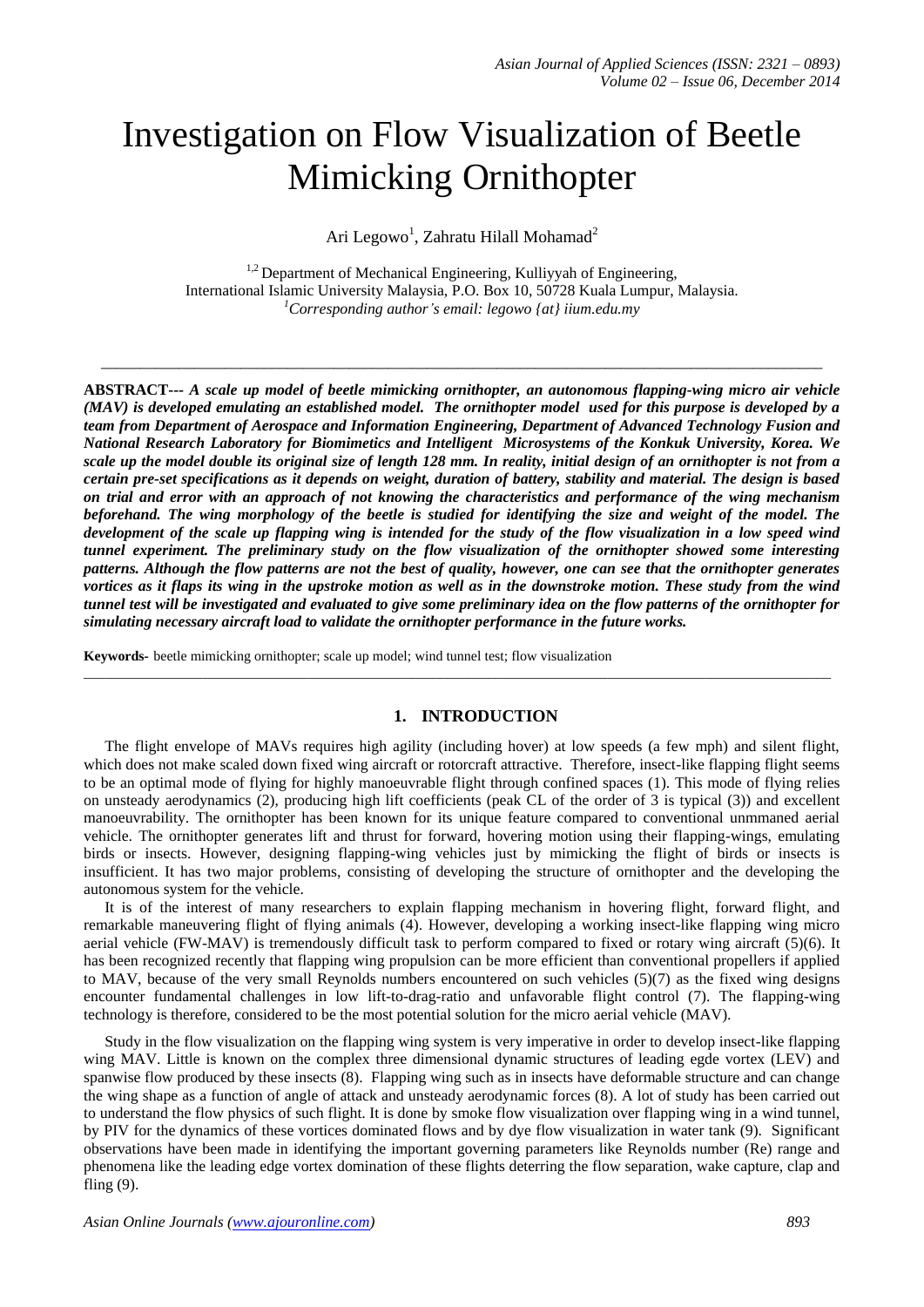# Investigation on Flow Visualization of Beetle Mimicking Ornithopter

Ari Legowo[1], Zahratu Hilall Mohamad[2]

[1,2] Department of Mechanical Engineering, Kulliyyah of Engineering, International Islamic University Malaysia, P.O. Box 10, 50728 Kuala Lumpur, Malaysia.
[1] *Corresponding author's email: legowo {at} iium.edu.my*

---

**ABSTRACT---** ***A scale up model of beetle mimicking ornithopter, an autonomous flapping-wing micro air vehicle (MAV) is developed emulating an established model. The ornithopter model used for this purpose is developed by a team from Department of Aerospace and Information Engineering, Department of Advanced Technology Fusion and National Research Laboratory for Biomimetics and Intelligent Microsystems of the Konkuk University, Korea. We scale up the model double its original size of length 128 mm. In reality, initial design of an ornithopter is not from a certain pre-set specifications as it depends on weight, duration of battery, stability and material. The design is based on trial and error with an approach of not knowing the characteristics and performance of the wing mechanism beforehand. The wing morphology of the beetle is studied for identifying the size and weight of the model. The development of the scale up flapping wing is intended for the study of the flow visualization in a low speed wind tunnel experiment. The preliminary study on the flow visualization of the ornithopter showed some interesting patterns. Although the flow patterns are not the best of quality, however, one can see that the ornithopter generates vortices as it flaps its wing in the upstroke motion as well as in the downstroke motion. These study from the wind tunnel test will be investigated and evaluated to give some preliminary idea on the flow patterns of the ornithopter for simulating necessary aircraft load to validate the ornithopter performance in the future works.***

**Keywords-** beetle mimicking ornithopter; scale up model; wind tunnel test; flow visualization

---

## 1. INTRODUCTION

The flight envelope of MAVs requires high agility (including hover) at low speeds (a few mph) and silent flight, which does not make scaled down fixed wing aircraft or rotorcraft attractive. Therefore, insect-like flapping flight seems to be an optimal mode of flying for highly manoeuvrable flight through confined spaces (1). This mode of flying relies on unsteady aerodynamics (2), producing high lift coefficients (peak CL of the order of 3 is typical (3)) and excellent manoeuvrability. The ornithopter has been known for its unique feature compared to conventional unmmaned aerial vehicle. The ornithopter generates lift and thrust for forward, hovering motion using their flapping-wings, emulating birds or insects. However, designing flapping-wing vehicles just by mimicking the flight of birds or insects is insufficient. It has two major problems, consisting of developing the structure of ornithopter and the developing the autonomous system for the vehicle.

It is of the interest of many researchers to explain flapping mechanism in hovering flight, forward flight, and remarkable maneuvering flight of flying animals (4). However, developing a working insect-like flapping wing micro aerial vehicle (FW-MAV) is tremendously difficult task to perform compared to fixed or rotary wing aircraft (5)(6). It has been recognized recently that flapping wing propulsion can be more efficient than conventional propellers if applied to MAV, because of the very small Reynolds numbers encountered on such vehicles (5)(7) as the fixed wing designs encounter fundamental challenges in low lift-to-drag-ratio and unfavorable flight control (7). The flapping-wing technology is therefore, considered to be the most potential solution for the micro aerial vehicle (MAV).

Study in the flow visualization on the flapping wing system is very imperative in order to develop insect-like flapping wing MAV. Little is known on the complex three dimensional dynamic structures of leading egde vortex (LEV) and spanwise flow produced by these insects (8). Flapping wing such as in insects have deformable structure and can change the wing shape as a function of angle of attack and unsteady aerodynamic forces (8). A lot of study has been carried out to understand the flow physics of such flight. It is done by smoke flow visualization over flapping wing in a wind tunnel, by PIV for the dynamics of these vortices dominated flows and by dye flow visualization in water tank (9). Significant observations have been made in identifying the important governing parameters like Reynolds number (Re) range and phenomena like the leading edge vortex domination of these flights deterring the flow separation, wake capture, clap and fling (9).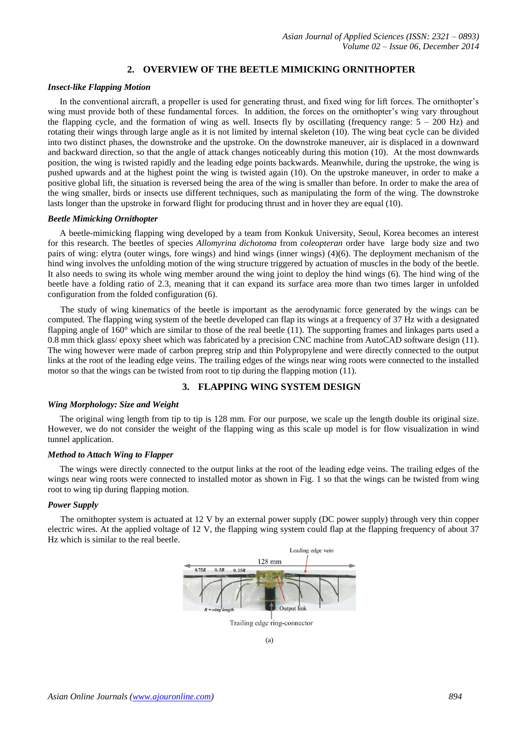## 2. OVERVIEW OF THE BEETLE MIMICKING ORNITHOPTER

### *Insect-like Flapping Motion*

In the conventional aircraft, a propeller is used for generating thrust, and fixed wing for lift forces. The ornithopter's wing must provide both of these fundamental forces. In addition, the forces on the ornithopter's wing vary throughout the flapping cycle, and the formation of wing as well. Insects fly by oscillating (frequency range: 5 – 200 Hz) and rotating their wings through large angle as it is not limited by internal skeleton (10). The wing beat cycle can be divided into two distinct phases, the downstroke and the upstroke. On the downstroke maneuver, air is displaced in a downward and backward direction, so that the angle of attack changes noticeably during this motion (10). At the most downwards position, the wing is twisted rapidly and the leading edge points backwards. Meanwhile, during the upstroke, the wing is pushed upwards and at the highest point the wing is twisted again (10). On the upstroke maneuver, in order to make a positive global lift, the situation is reversed being the area of the wing is smaller than before. In order to make the area of the wing smaller, birds or insects use different techniques, such as manipulating the form of the wing. The downstroke lasts longer than the upstroke in forward flight for producing thrust and in hover they are equal (10).

### *Beetle Mimicking Ornithopter*

A beetle-mimicking flapping wing developed by a team from Konkuk University, Seoul, Korea becomes an interest for this research. The beetles of species *Allomyrina dichotoma* from *coleopteran* order have large body size and two pairs of wing: elytra (outer wings, fore wings) and hind wings (inner wings) (4)(6). The deployment mechanism of the hind wing involves the unfolding motion of the wing structure triggered by actuation of muscles in the body of the beetle. It also needs to swing its whole wing member around the wing joint to deploy the hind wings (6). The hind wing of the beetle have a folding ratio of 2.3, meaning that it can expand its surface area more than two times larger in unfolded configuration from the folded configuration (6).

The study of wing kinematics of the beetle is important as the aerodynamic force generated by the wings can be computed. The flapping wing system of the beetle developed can flap its wings at a frequency of 37 Hz with a designated flapping angle of 160° which are similar to those of the real beetle (11). The supporting frames and linkages parts used a 0.8 mm thick glass/ epoxy sheet which was fabricated by a precision CNC machine from AutoCAD software design (11). The wing however were made of carbon prepreg strip and thin Polypropylene and were directly connected to the output links at the root of the leading edge veins. The trailing edges of the wings near wing roots were connected to the installed motor so that the wings can be twisted from root to tip during the flapping motion (11).

## 3. FLAPPING WING SYSTEM DESIGN

### *Wing Morphology: Size and Weight*

The original wing length from tip to tip is 128 mm. For our purpose, we scale up the length double its original size. However, we do not consider the weight of the flapping wing as this scale up model is for flow visualization in wind tunnel application.

### *Method to Attach Wing to Flapper*

The wings were directly connected to the output links at the root of the leading edge veins. The trailing edges of the wings near wing roots were connected to installed motor as shown in Fig. 1 so that the wings can be twisted from wing root to wing tip during flapping motion.

### *Power Supply*

The ornithopter system is actuated at 12 V by an external power supply (DC power supply) through very thin copper electric wires. At the applied voltage of 12 V, the flapping wing system could flap at the flapping frequency of about 37 Hz which is similar to the real beetle.

Leading edge vein

128 mm

0.75R 0.5R 0.25R

R = wing length

Output link

Trailing edge ring-connector

(a)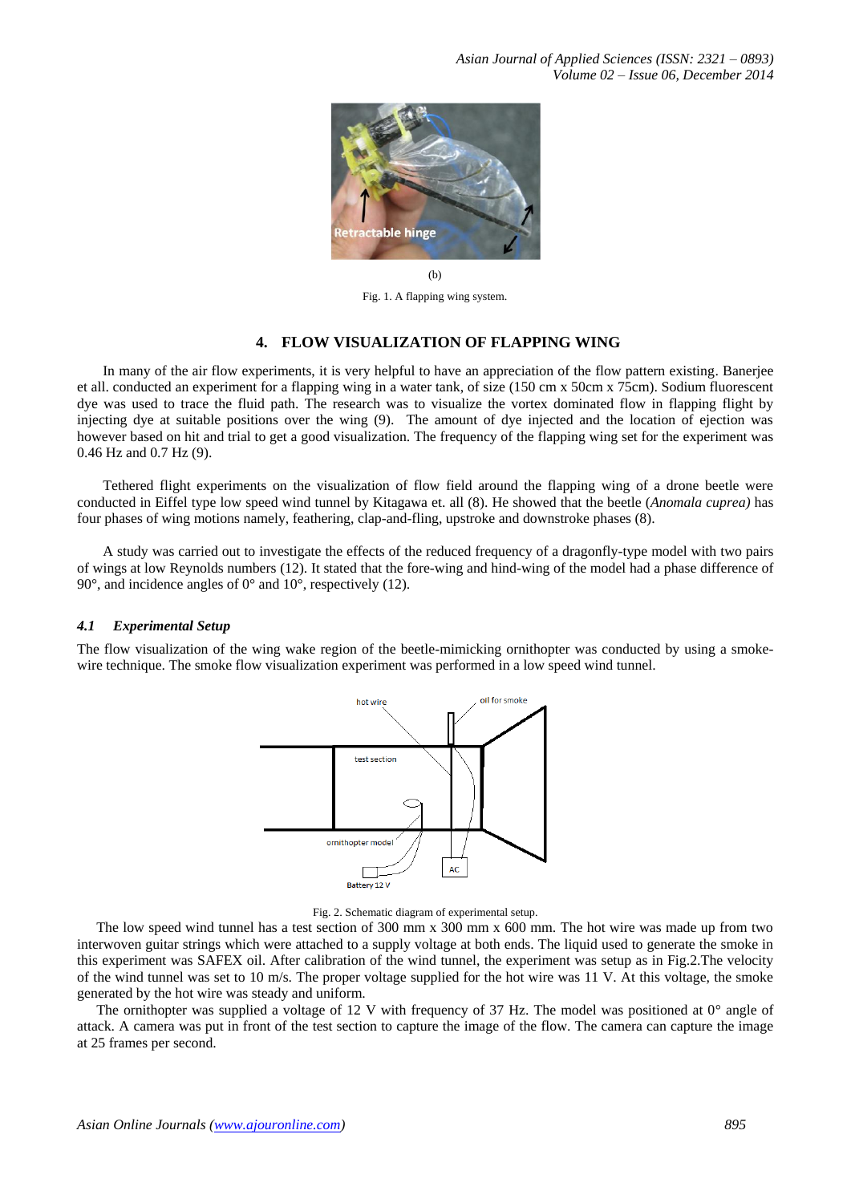(b)

Fig. 1. A flapping wing system.

## 4. FLOW VISUALIZATION OF FLAPPING WING

In many of the air flow experiments, it is very helpful to have an appreciation of the flow pattern existing. Banerjee et all. conducted an experiment for a flapping wing in a water tank, of size (150 cm x 50cm x 75cm). Sodium fluorescent dye was used to trace the fluid path. The research was to visualize the vortex dominated flow in flapping flight by injecting dye at suitable positions over the wing (9). The amount of dye injected and the location of ejection was however based on hit and trial to get a good visualization. The frequency of the flapping wing set for the experiment was 0.46 Hz and 0.7 Hz (9).

Tethered flight experiments on the visualization of flow field around the flapping wing of a drone beetle were conducted in Eiffel type low speed wind tunnel by Kitagawa et. all (8). He showed that the beetle (*Anomala cuprea)* has four phases of wing motions namely, feathering, clap-and-fling, upstroke and downstroke phases (8).

A study was carried out to investigate the effects of the reduced frequency of a dragonfly-type model with two pairs of wings at low Reynolds numbers (12). It stated that the fore-wing and hind-wing of the model had a phase difference of 90°, and incidence angles of 0° and 10°, respectively (12).

### *4.1 Experimental Setup*

The flow visualization of the wing wake region of the beetle-mimicking ornithopter was conducted by using a smoke-wire technique. The smoke flow visualization experiment was performed in a low speed wind tunnel.

Fig. 2. Schematic diagram of experimental setup.

The low speed wind tunnel has a test section of 300 mm x 300 mm x 600 mm. The hot wire was made up from two interwoven guitar strings which were attached to a supply voltage at both ends. The liquid used to generate the smoke in this experiment was SAFEX oil. After calibration of the wind tunnel, the experiment was setup as in Fig.2.The velocity of the wind tunnel was set to 10 m/s. The proper voltage supplied for the hot wire was 11 V. At this voltage, the smoke generated by the hot wire was steady and uniform.

The ornithopter was supplied a voltage of 12 V with frequency of 37 Hz. The model was positioned at 0° angle of attack. A camera was put in front of the test section to capture the image of the flow. The camera can capture the image at 25 frames per second.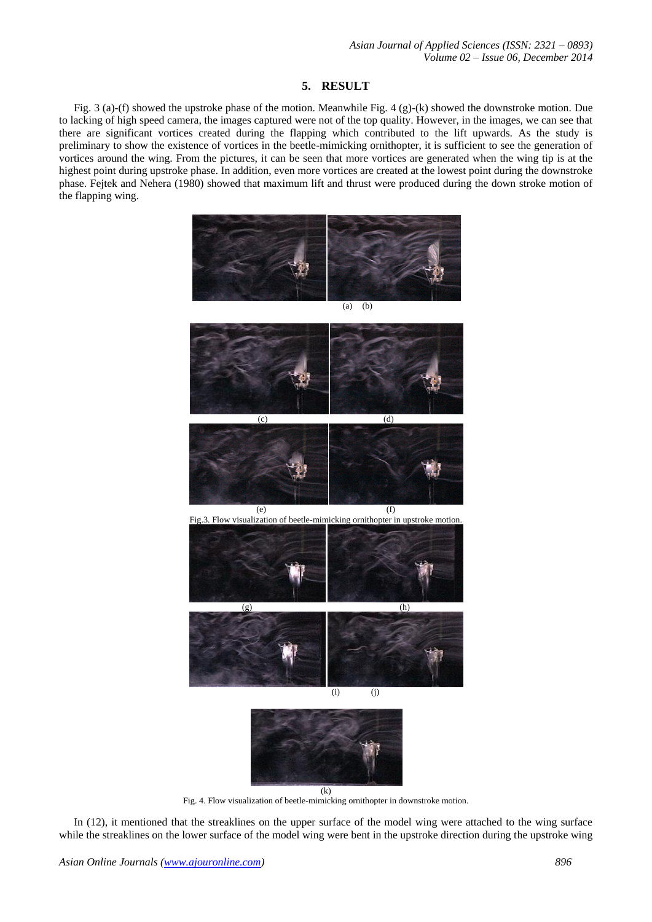## 5. RESULT

Fig. 3 (a)-(f) showed the upstroke phase of the motion. Meanwhile Fig. 4 (g)-(k) showed the downstroke motion. Due to lacking of high speed camera, the images captured were not of the top quality. However, in the images, we can see that there are significant vortices created during the flapping which contributed to the lift upwards. As the study is preliminary to show the existence of vortices in the beetle-mimicking ornithopter, it is sufficient to see the generation of vortices around the wing. From the pictures, it can be seen that more vortices are generated when the wing tip is at the highest point during upstroke phase. In addition, even more vortices are created at the lowest point during the downstroke phase. Fejtek and Nehera (1980) showed that maximum lift and thrust were produced during the down stroke motion of the flapping wing.

(a) (b)

(c) (d)

(e) (f)

Fig.3. Flow visualization of beetle-mimicking ornithopter in upstroke motion.

(g) (h)

(i) (j)

(k)

Fig. 4. Flow visualization of beetle-mimicking ornithopter in downstroke motion.

In (12), it mentioned that the streaklines on the upper surface of the model wing were attached to the wing surface while the streaklines on the lower surface of the model wing were bent in the upstroke direction during the upstroke wing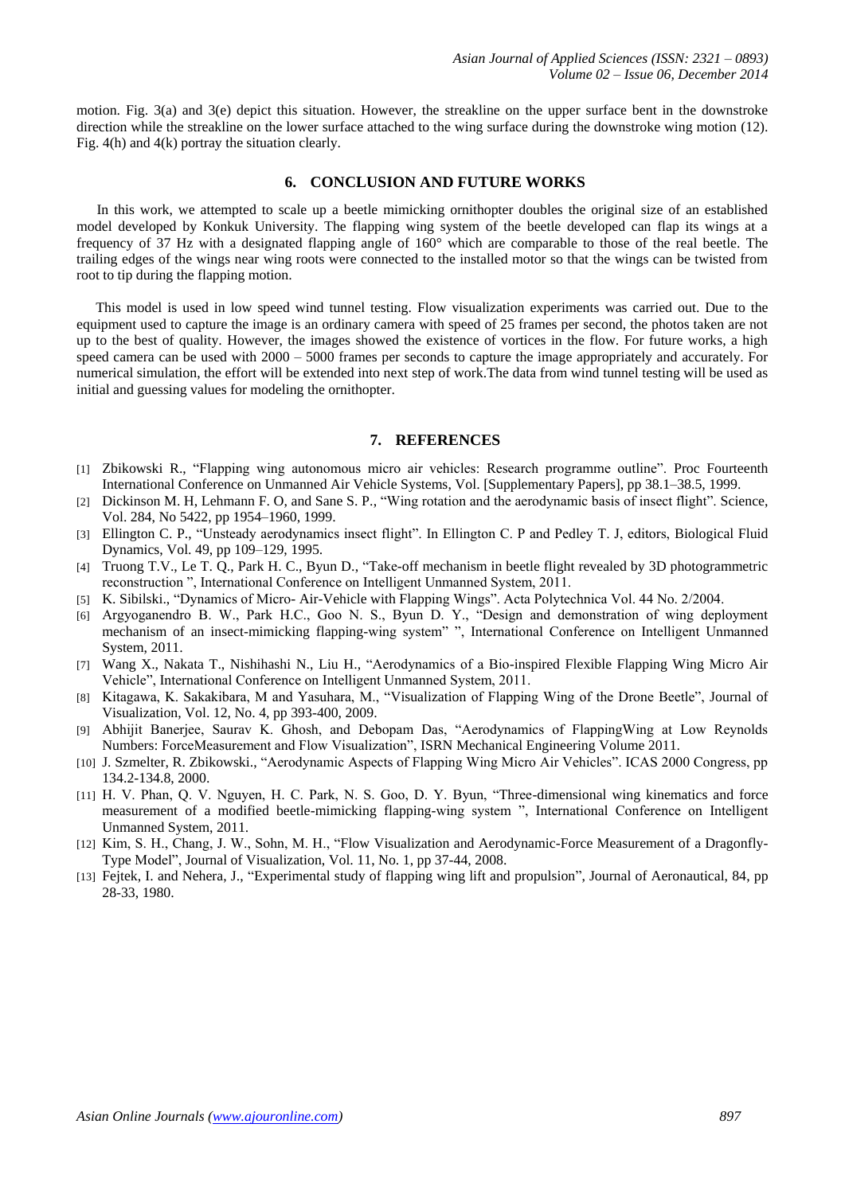motion. Fig. 3(a) and 3(e) depict this situation. However, the streakline on the upper surface bent in the downstroke direction while the streakline on the lower surface attached to the wing surface during the downstroke wing motion (12). Fig. 4(h) and 4(k) portray the situation clearly.

## 6. CONCLUSION AND FUTURE WORKS

In this work, we attempted to scale up a beetle mimicking ornithopter doubles the original size of an established model developed by Konkuk University. The flapping wing system of the beetle developed can flap its wings at a frequency of 37 Hz with a designated flapping angle of 160° which are comparable to those of the real beetle. The trailing edges of the wings near wing roots were connected to the installed motor so that the wings can be twisted from root to tip during the flapping motion.

This model is used in low speed wind tunnel testing. Flow visualization experiments was carried out. Due to the equipment used to capture the image is an ordinary camera with speed of 25 frames per second, the photos taken are not up to the best of quality. However, the images showed the existence of vortices in the flow. For future works, a high speed camera can be used with 2000 – 5000 frames per seconds to capture the image appropriately and accurately. For numerical simulation, the effort will be extended into next step of work.The data from wind tunnel testing will be used as initial and guessing values for modeling the ornithopter.

## 7. REFERENCES

[1] Zbikowski R., "Flapping wing autonomous micro air vehicles: Research programme outline". Proc Fourteenth International Conference on Unmanned Air Vehicle Systems, Vol. [Supplementary Papers], pp 38.1–38.5, 1999.

[2] Dickinson M. H, Lehmann F. O, and Sane S. P., "Wing rotation and the aerodynamic basis of insect flight". Science, Vol. 284, No 5422, pp 1954–1960, 1999.

[3] Ellington C. P., "Unsteady aerodynamics insect flight". In Ellington C. P and Pedley T. J, editors, Biological Fluid Dynamics, Vol. 49, pp 109–129, 1995.

[4] Truong T.V., Le T. Q., Park H. C., Byun D., "Take-off mechanism in beetle flight revealed by 3D photogrammetric reconstruction ", International Conference on Intelligent Unmanned System, 2011.

[5] K. Sibilski., "Dynamics of Micro- Air-Vehicle with Flapping Wings". Acta Polytechnica Vol. 44 No. 2/2004.

[6] Argyoganendro B. W., Park H.C., Goo N. S., Byun D. Y., "Design and demonstration of wing deployment mechanism of an insect-mimicking flapping-wing system" ", International Conference on Intelligent Unmanned System, 2011.

[7] Wang X., Nakata T., Nishihashi N., Liu H., "Aerodynamics of a Bio-inspired Flexible Flapping Wing Micro Air Vehicle", International Conference on Intelligent Unmanned System, 2011.

[8] Kitagawa, K. Sakakibara, M and Yasuhara, M., "Visualization of Flapping Wing of the Drone Beetle", Journal of Visualization, Vol. 12, No. 4, pp 393-400, 2009.

[9] Abhijit Banerjee, Saurav K. Ghosh, and Debopam Das, "Aerodynamics of FlappingWing at Low Reynolds Numbers: ForceMeasurement and Flow Visualization", ISRN Mechanical Engineering Volume 2011.

[10] J. Szmelter, R. Zbikowski., "Aerodynamic Aspects of Flapping Wing Micro Air Vehicles". ICAS 2000 Congress, pp 134.2-134.8, 2000.

[11] H. V. Phan, Q. V. Nguyen, H. C. Park, N. S. Goo, D. Y. Byun, "Three-dimensional wing kinematics and force measurement of a modified beetle-mimicking flapping-wing system ", International Conference on Intelligent Unmanned System, 2011.

[12] Kim, S. H., Chang, J. W., Sohn, M. H., "Flow Visualization and Aerodynamic-Force Measurement of a Dragonfly-Type Model", Journal of Visualization, Vol. 11, No. 1, pp 37-44, 2008.

[13] Fejtek, I. and Nehera, J., "Experimental study of flapping wing lift and propulsion", Journal of Aeronautical, 84, pp 28-33, 1980.